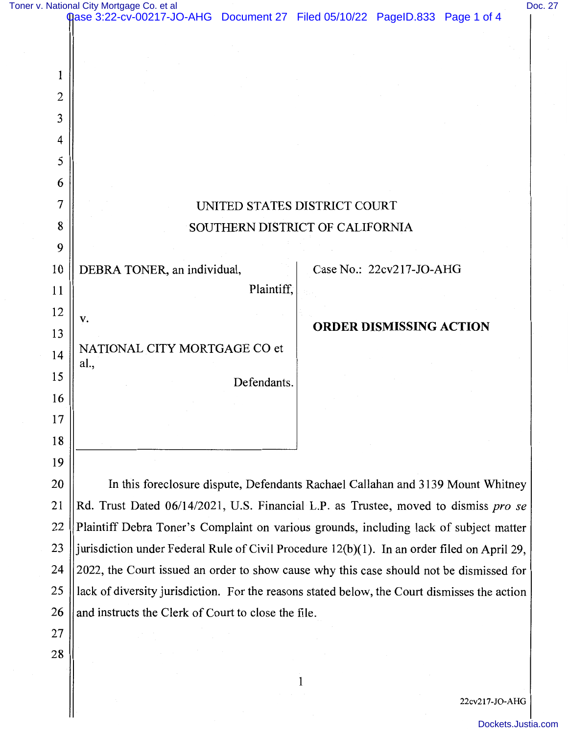UNITED STATES DISTRICT COURT

SOUTHERN DISTRICT OF CALIFORNIA

| | |
|---|---|
| DEBRA TONER, an individual,<br>Plaintiff,<br><br>v.<br><br>NATIONAL CITY MORTGAGE CO et al.,<br>Defendants. | Case No.: 22cv217-JO-AHG<br><br>**ORDER DISMISSING ACTION** |

In this foreclosure dispute, Defendants Rachael Callahan and 3139 Mount Whitney Rd. Trust Dated 06/14/2021, U.S. Financial L.P. as Trustee, moved to dismiss *pro se* Plaintiff Debra Toner's Complaint on various grounds, including lack of subject matter jurisdiction under Federal Rule of Civil Procedure 12(b)(1). In an order filed on April 29, 2022, the Court issued an order to show cause why this case should not be dismissed for lack of diversity jurisdiction. For the reasons stated below, the Court dismisses the action and instructs the Clerk of Court to close the file.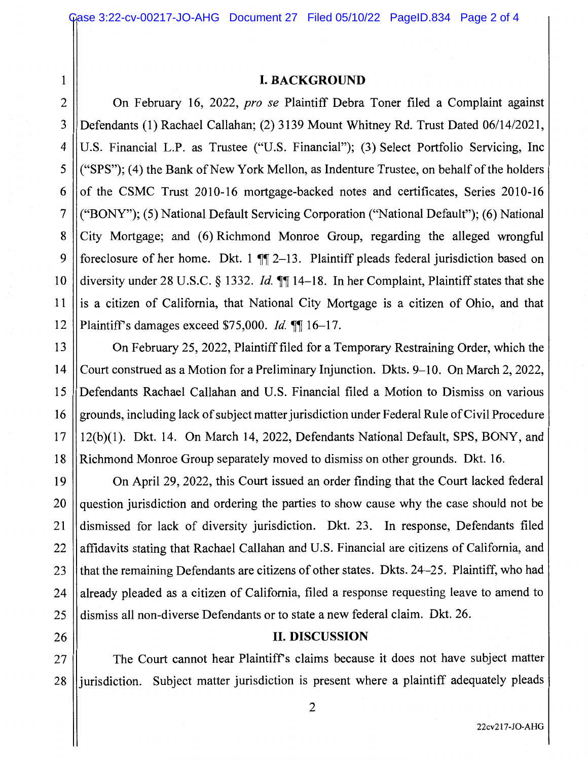## I. BACKGROUND

On February 16, 2022, *pro se* Plaintiff Debra Toner filed a Complaint against Defendants (1) Rachael Callahan; (2) 3139 Mount Whitney Rd. Trust Dated 06/14/2021, U.S. Financial L.P. as Trustee ("U.S. Financial"); (3) Select Portfolio Servicing, Inc ("SPS"); (4) the Bank of New York Mellon, as Indenture Trustee, on behalf of the holders of the CSMC Trust 2010-16 mortgage-backed notes and certificates, Series 2010-16 ("BONY"); (5) National Default Servicing Corporation ("National Default"); (6) National City Mortgage; and (6) Richmond Monroe Group, regarding the alleged wrongful foreclosure of her home. Dkt. 1 ¶¶ 2–13. Plaintiff pleads federal jurisdiction based on diversity under 28 U.S.C. § 1332. *Id.* ¶¶ 14–18. In her Complaint, Plaintiff states that she is a citizen of California, that National City Mortgage is a citizen of Ohio, and that Plaintiff's damages exceed $75,000. *Id.* ¶¶ 16–17.

On February 25, 2022, Plaintiff filed for a Temporary Restraining Order, which the Court construed as a Motion for a Preliminary Injunction. Dkts. 9–10. On March 2, 2022, Defendants Rachael Callahan and U.S. Financial filed a Motion to Dismiss on various grounds, including lack of subject matter jurisdiction under Federal Rule of Civil Procedure 12(b)(1). Dkt. 14. On March 14, 2022, Defendants National Default, SPS, BONY, and Richmond Monroe Group separately moved to dismiss on other grounds. Dkt. 16.

On April 29, 2022, this Court issued an order finding that the Court lacked federal question jurisdiction and ordering the parties to show cause why the case should not be dismissed for lack of diversity jurisdiction. Dkt. 23. In response, Defendants filed affidavits stating that Rachael Callahan and U.S. Financial are citizens of California, and that the remaining Defendants are citizens of other states. Dkts. 24–25. Plaintiff, who had already pleaded as a citizen of California, filed a response requesting leave to amend to dismiss all non-diverse Defendants or to state a new federal claim. Dkt. 26.

## II. DISCUSSION

The Court cannot hear Plaintiff's claims because it does not have subject matter jurisdiction. Subject matter jurisdiction is present where a plaintiff adequately pleads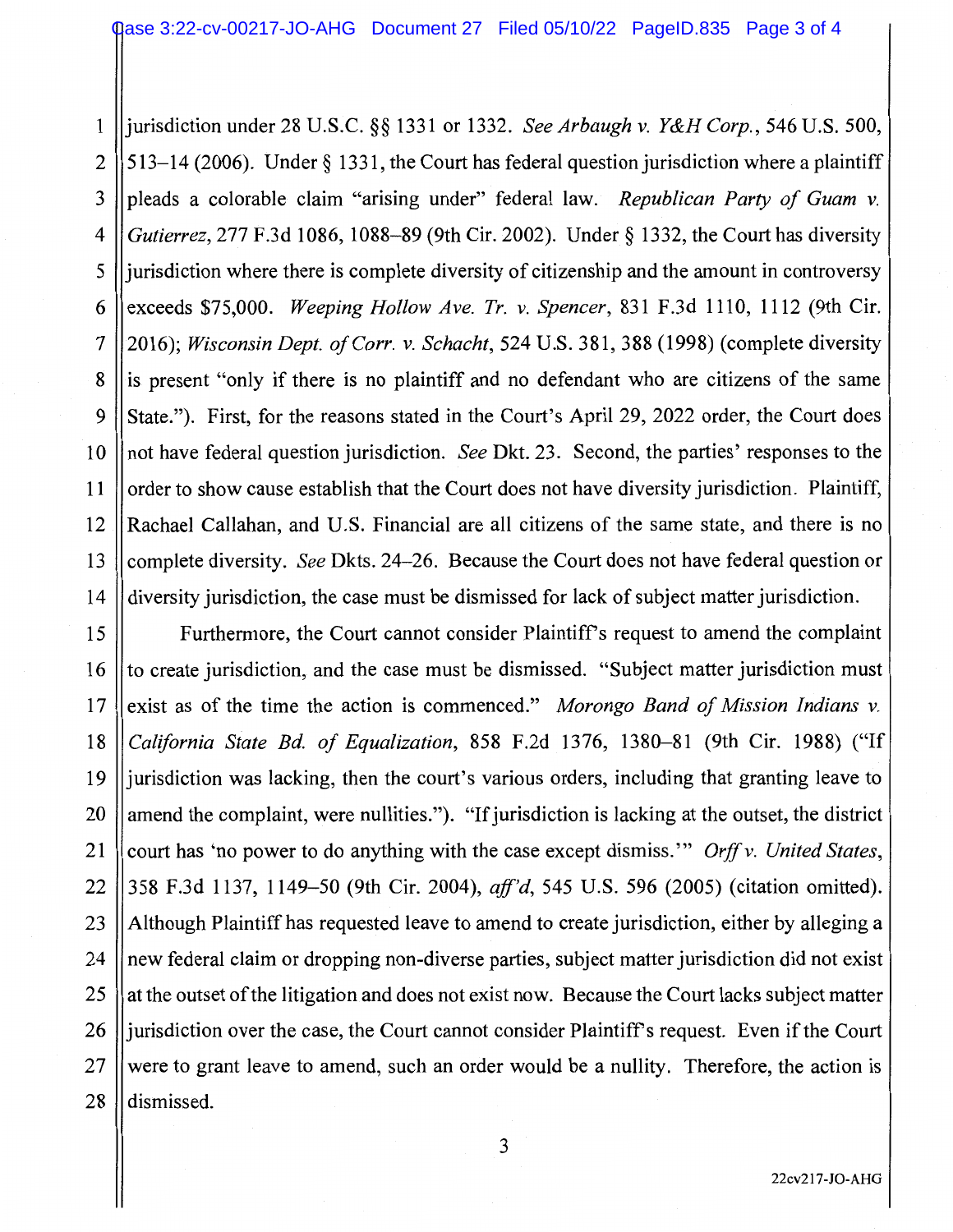jurisdiction under 28 U.S.C. §§ 1331 or 1332. *See Arbaugh v. Y&H Corp.*, 546 U.S. 500, 513–14 (2006). Under § 1331, the Court has federal question jurisdiction where a plaintiff pleads a colorable claim "arising under" federal law. *Republican Party of Guam v. Gutierrez*, 277 F.3d 1086, 1088–89 (9th Cir. 2002). Under § 1332, the Court has diversity jurisdiction where there is complete diversity of citizenship and the amount in controversy exceeds $75,000. *Weeping Hollow Ave. Tr. v. Spencer*, 831 F.3d 1110, 1112 (9th Cir. 2016); *Wisconsin Dept. of Corr. v. Schacht*, 524 U.S. 381, 388 (1998) (complete diversity is present "only if there is no plaintiff and no defendant who are citizens of the same State."). First, for the reasons stated in the Court's April 29, 2022 order, the Court does not have federal question jurisdiction. *See* Dkt. 23. Second, the parties' responses to the order to show cause establish that the Court does not have diversity jurisdiction. Plaintiff, Rachael Callahan, and U.S. Financial are all citizens of the same state, and there is no complete diversity. *See* Dkts. 24–26. Because the Court does not have federal question or diversity jurisdiction, the case must be dismissed for lack of subject matter jurisdiction.

Furthermore, the Court cannot consider Plaintiff's request to amend the complaint to create jurisdiction, and the case must be dismissed. "Subject matter jurisdiction must exist as of the time the action is commenced." *Morongo Band of Mission Indians v. California State Bd. of Equalization*, 858 F.2d 1376, 1380–81 (9th Cir. 1988) ("If jurisdiction was lacking, then the court's various orders, including that granting leave to amend the complaint, were nullities."). "If jurisdiction is lacking at the outset, the district court has 'no power to do anything with the case except dismiss.'" *Orff v. United States*, 358 F.3d 1137, 1149–50 (9th Cir. 2004), *aff'd*, 545 U.S. 596 (2005) (citation omitted). Although Plaintiff has requested leave to amend to create jurisdiction, either by alleging a new federal claim or dropping non-diverse parties, subject matter jurisdiction did not exist at the outset of the litigation and does not exist now. Because the Court lacks subject matter jurisdiction over the case, the Court cannot consider Plaintiff's request. Even if the Court were to grant leave to amend, such an order would be a nullity. Therefore, the action is dismissed.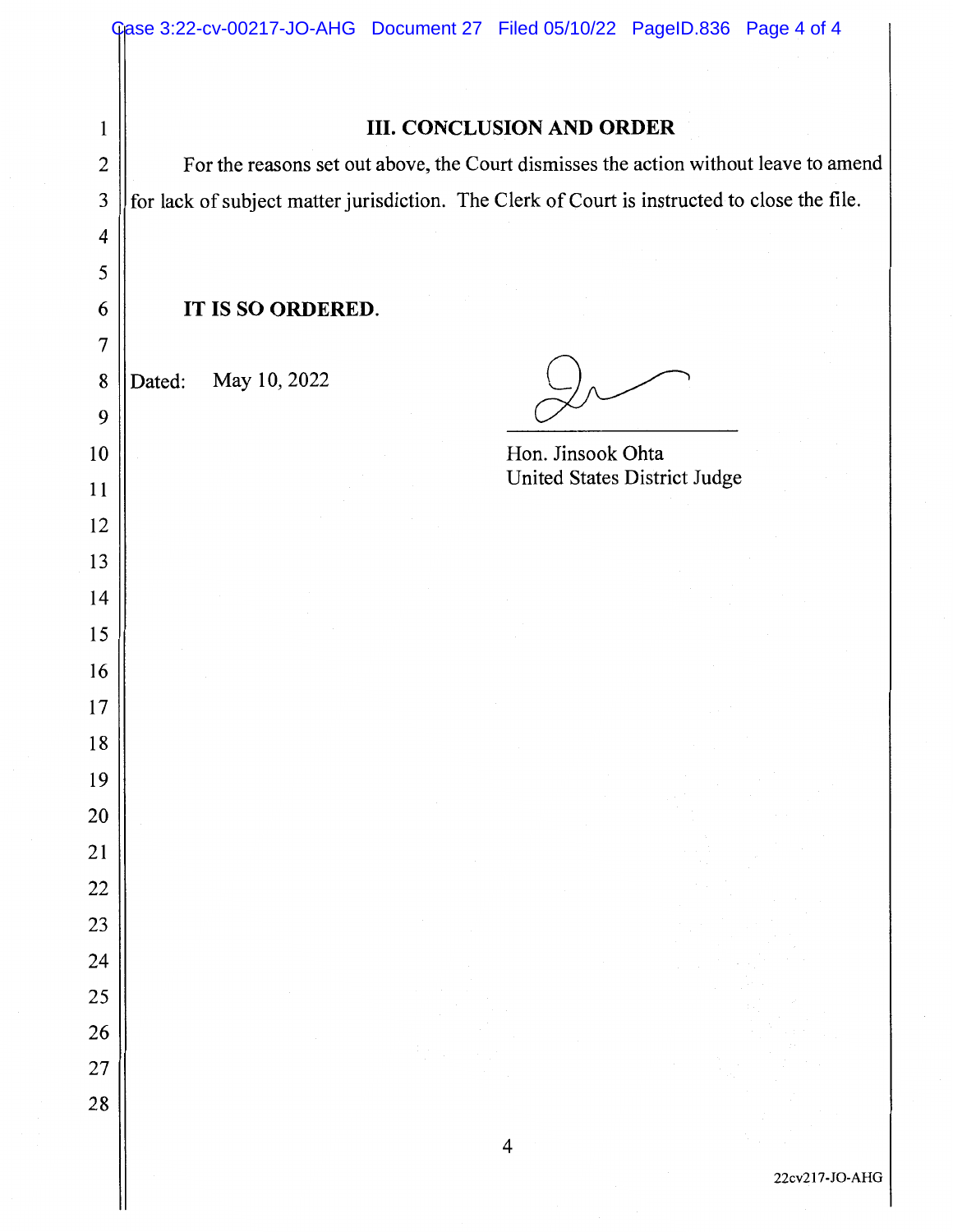### III. CONCLUSION AND ORDER

For the reasons set out above, the Court dismisses the action without leave to amend for lack of subject matter jurisdiction. The Clerk of Court is instructed to close the file.

**IT IS SO ORDERED.**

Dated: May 10, 2022

Hon. Jinsook Ohta
United States District Judge